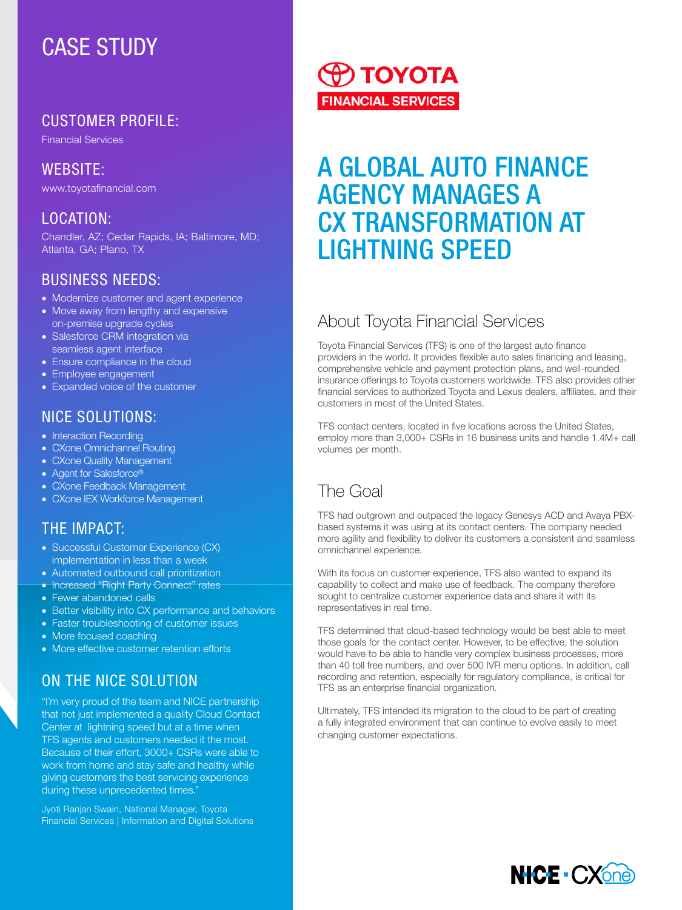# CASE STUDY

## CUSTOMER PROFILE:

Financial Services

## WEBSITE:

www.toyotafinancial.com

## LOCATION:

Chandler, AZ; Cedar Rapids, IA; Baltimore, MD; Atlanta, GA; Plano, TX

## BUSINESS NEEDS:

- Modernize customer and agent experience
- Move away from lengthy and expensive on-premise upgrade cycles
- Salesforce CRM integration via seamless agent interface
- Ensure compliance in the cloud
- Employee engagement
- Expanded voice of the customer

## NICE SOLUTIONS:

- Interaction Recording
- CXone Omnichannel Routing
- CXone Quality Management
- Agent for Salesforce®
- CXone Feedback Management
- CXone IEX Workforce Management

## THE IMPACT:

- Successful Customer Experience (CX) implementation in less than a week
- Automated outbound call prioritization
- Increased "Right Party Connect" rates
- Fewer abandoned calls
- Better visibility into CX performance and behaviors
- Faster troubleshooting of customer issues
- More focused coaching
- More effective customer retention efforts

## ON THE NICE SOLUTION

"I'm very proud of the team and NICE partnership that not just implemented a quality Cloud Contact Center at lightning speed but at a time when TFS agents and customers needed it the most. Because of their effort, 3000+ CSRs were able to work from home and stay safe and healthy while giving customers the best servicing experience during these unprecedented times."

Jyoti Ranjan Swain, National Manager, Toyota Financial Services | Information and Digital Solutions

TOYOTA FINANCIAL SERVICES

# A GLOBAL AUTO FINANCE AGENCY MANAGES A CX TRANSFORMATION AT LIGHTNING SPEED

## About Toyota Financial Services

Toyota Financial Services (TFS) is one of the largest auto finance providers in the world. It provides flexible auto sales financing and leasing, comprehensive vehicle and payment protection plans, and well-rounded insurance offerings to Toyota customers worldwide. TFS also provides other financial services to authorized Toyota and Lexus dealers, affiliates, and their customers in most of the United States.

TFS contact centers, located in five locations across the United States, employ more than 3,000+ CSRs in 16 business units and handle 1.4M+ call volumes per month.

## The Goal

TFS had outgrown and outpaced the legacy Genesys ACD and Avaya PBX-based systems it was using at its contact centers. The company needed more agility and flexibility to deliver its customers a consistent and seamless omnichannel experience.

With its focus on customer experience, TFS also wanted to expand its capability to collect and make use of feedback. The company therefore sought to centralize customer experience data and share it with its representatives in real time.

TFS determined that cloud-based technology would be best able to meet those goals for the contact center. However, to be effective, the solution would have to be able to handle very complex business processes, more than 40 toll free numbers, and over 500 IVR menu options. In addition, call recording and retention, especially for regulatory compliance, is critical for TFS as an enterprise financial organization.

Ultimately, TFS intended its migration to the cloud to be part of creating a fully integrated environment that can continue to evolve easily to meet changing customer expectations.

NICE · CXone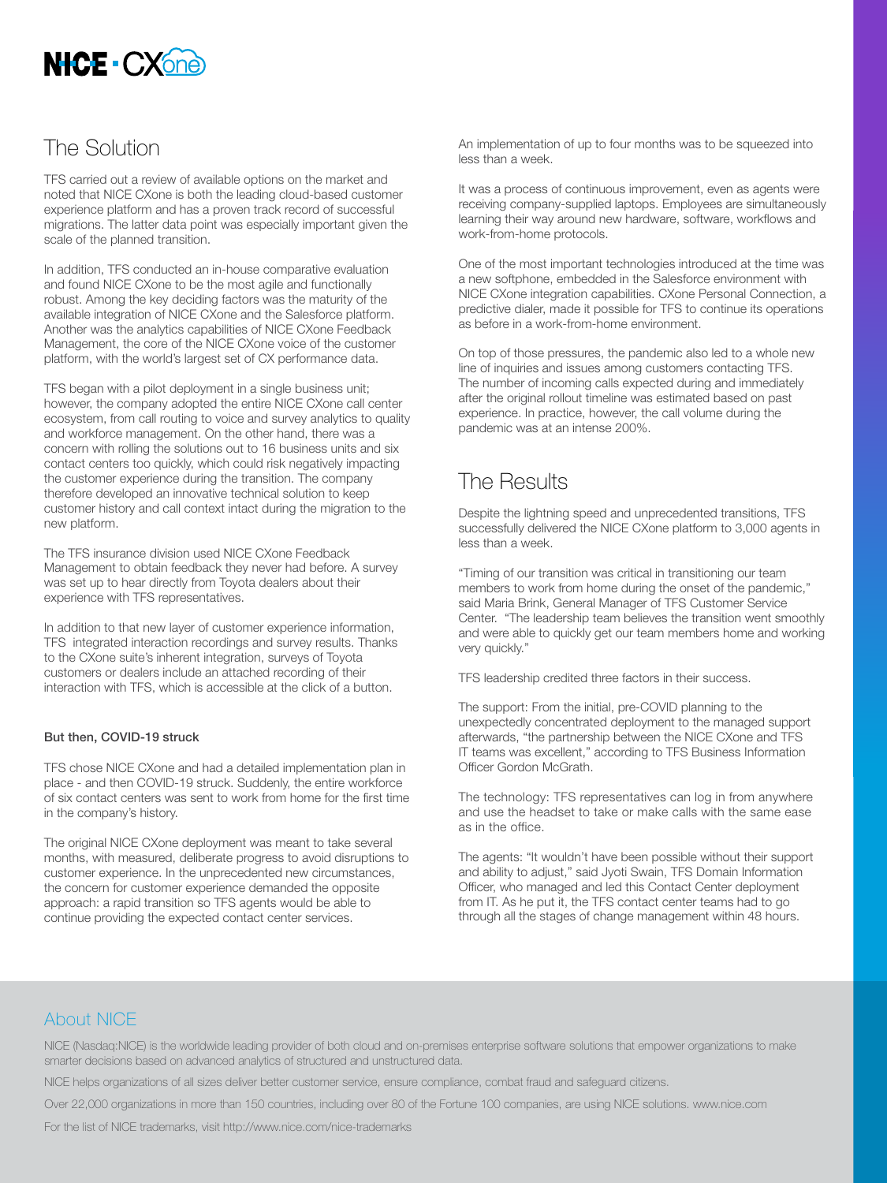## The Solution

TFS carried out a review of available options on the market and noted that NICE CXone is both the leading cloud-based customer experience platform and has a proven track record of successful migrations. The latter data point was especially important given the scale of the planned transition.

In addition, TFS conducted an in-house comparative evaluation and found NICE CXone to be the most agile and functionally robust. Among the key deciding factors was the maturity of the available integration of NICE CXone and the Salesforce platform. Another was the analytics capabilities of NICE CXone Feedback Management, the core of the NICE CXone voice of the customer platform, with the world's largest set of CX performance data.

TFS began with a pilot deployment in a single business unit; however, the company adopted the entire NICE CXone call center ecosystem, from call routing to voice and survey analytics to quality and workforce management. On the other hand, there was a concern with rolling the solutions out to 16 business units and six contact centers too quickly, which could risk negatively impacting the customer experience during the transition. The company therefore developed an innovative technical solution to keep customer history and call context intact during the migration to the new platform.

The TFS insurance division used NICE CXone Feedback Management to obtain feedback they never had before. A survey was set up to hear directly from Toyota dealers about their experience with TFS representatives.

In addition to that new layer of customer experience information, TFS integrated interaction recordings and survey results. Thanks to the CXone suite's inherent integration, surveys of Toyota customers or dealers include an attached recording of their interaction with TFS, which is accessible at the click of a button.

**But then, COVID-19 struck**

TFS chose NICE CXone and had a detailed implementation plan in place - and then COVID-19 struck. Suddenly, the entire workforce of six contact centers was sent to work from home for the first time in the company's history.

The original NICE CXone deployment was meant to take several months, with measured, deliberate progress to avoid disruptions to customer experience. In the unprecedented new circumstances, the concern for customer experience demanded the opposite approach: a rapid transition so TFS agents would be able to continue providing the expected contact center services.

An implementation of up to four months was to be squeezed into less than a week.

It was a process of continuous improvement, even as agents were receiving company-supplied laptops. Employees are simultaneously learning their way around new hardware, software, workflows and work-from-home protocols.

One of the most important technologies introduced at the time was a new softphone, embedded in the Salesforce environment with NICE CXone integration capabilities. CXone Personal Connection, a predictive dialer, made it possible for TFS to continue its operations as before in a work-from-home environment.

On top of those pressures, the pandemic also led to a whole new line of inquiries and issues among customers contacting TFS. The number of incoming calls expected during and immediately after the original rollout timeline was estimated based on past experience. In practice, however, the call volume during the pandemic was at an intense 200%.

## The Results

Despite the lightning speed and unprecedented transitions, TFS successfully delivered the NICE CXone platform to 3,000 agents in less than a week.

"Timing of our transition was critical in transitioning our team members to work from home during the onset of the pandemic," said Maria Brink, General Manager of TFS Customer Service Center. "The leadership team believes the transition went smoothly and were able to quickly get our team members home and working very quickly."

TFS leadership credited three factors in their success.

The support: From the initial, pre-COVID planning to the unexpectedly concentrated deployment to the managed support afterwards, "the partnership between the NICE CXone and TFS IT teams was excellent," according to TFS Business Information Officer Gordon McGrath.

The technology: TFS representatives can log in from anywhere and use the headset to take or make calls with the same ease as in the office.

The agents: "It wouldn't have been possible without their support and ability to adjust," said Jyoti Swain, TFS Domain Information Officer, who managed and led this Contact Center deployment from IT. As he put it, the TFS contact center teams had to go through all the stages of change management within 48 hours.

## About NICE

NICE (Nasdaq:NICE) is the worldwide leading provider of both cloud and on-premises enterprise software solutions that empower organizations to make smarter decisions based on advanced analytics of structured and unstructured data.

NICE helps organizations of all sizes deliver better customer service, ensure compliance, combat fraud and safeguard citizens.

Over 22,000 organizations in more than 150 countries, including over 80 of the Fortune 100 companies, are using NICE solutions. www.nice.com

For the list of NICE trademarks, visit http://www.nice.com/nice-trademarks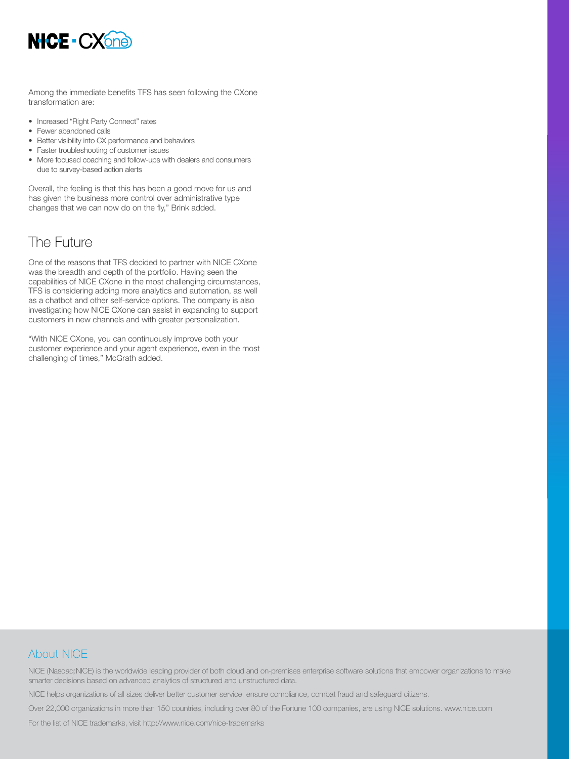Among the immediate benefits TFS has seen following the CXone transformation are:

- Increased "Right Party Connect" rates
- Fewer abandoned calls
- Better visibility into CX performance and behaviors
- Faster troubleshooting of customer issues
- More focused coaching and follow-ups with dealers and consumers due to survey-based action alerts

Overall, the feeling is that this has been a good move for us and has given the business more control over administrative type changes that we can now do on the fly," Brink added.

## The Future

One of the reasons that TFS decided to partner with NICE CXone was the breadth and depth of the portfolio. Having seen the capabilities of NICE CXone in the most challenging circumstances, TFS is considering adding more analytics and automation, as well as a chatbot and other self-service options. The company is also investigating how NICE CXone can assist in expanding to support customers in new channels and with greater personalization.

"With NICE CXone, you can continuously improve both your customer experience and your agent experience, even in the most challenging of times," McGrath added.

## About NICE

NICE (Nasdaq:NICE) is the worldwide leading provider of both cloud and on-premises enterprise software solutions that empower organizations to make smarter decisions based on advanced analytics of structured and unstructured data.

NICE helps organizations of all sizes deliver better customer service, ensure compliance, combat fraud and safeguard citizens.

Over 22,000 organizations in more than 150 countries, including over 80 of the Fortune 100 companies, are using NICE solutions. www.nice.com

For the list of NICE trademarks, visit http://www.nice.com/nice-trademarks